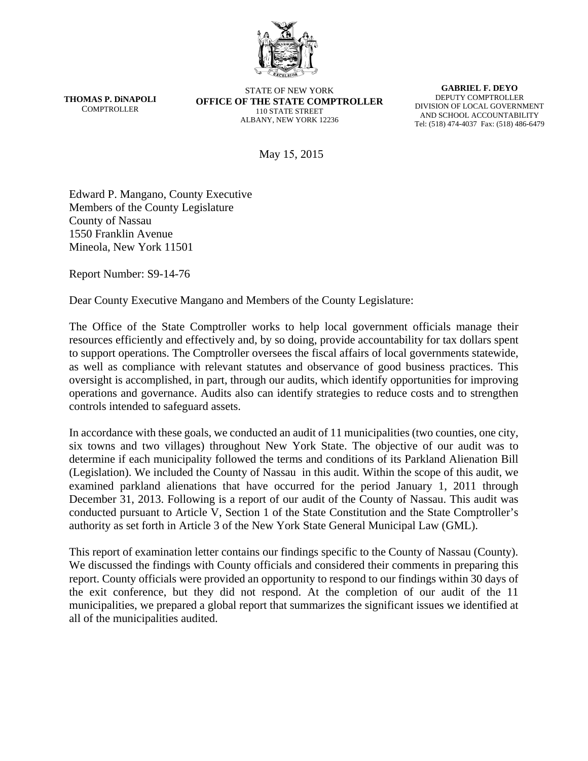**THOMAS P. DiNAPOLI**
COMPTROLLER

STATE OF NEW YORK
**OFFICE OF THE STATE COMPTROLLER**
110 STATE STREET
ALBANY, NEW YORK 12236

**GABRIEL F. DEYO**
DEPUTY COMPTROLLER
DIVISION OF LOCAL GOVERNMENT
AND SCHOOL ACCOUNTABILITY
Tel: (518) 474-4037 Fax: (518) 486-6479

May 15, 2015

Edward P. Mangano, County Executive
Members of the County Legislature
County of Nassau
1550 Franklin Avenue
Mineola, New York 11501

Report Number: S9-14-76

Dear County Executive Mangano and Members of the County Legislature:

The Office of the State Comptroller works to help local government officials manage their resources efficiently and effectively and, by so doing, provide accountability for tax dollars spent to support operations. The Comptroller oversees the fiscal affairs of local governments statewide, as well as compliance with relevant statutes and observance of good business practices. This oversight is accomplished, in part, through our audits, which identify opportunities for improving operations and governance. Audits also can identify strategies to reduce costs and to strengthen controls intended to safeguard assets.

In accordance with these goals, we conducted an audit of 11 municipalities (two counties, one city, six towns and two villages) throughout New York State. The objective of our audit was to determine if each municipality followed the terms and conditions of its Parkland Alienation Bill (Legislation). We included the County of Nassau in this audit. Within the scope of this audit, we examined parkland alienations that have occurred for the period January 1, 2011 through December 31, 2013. Following is a report of our audit of the County of Nassau. This audit was conducted pursuant to Article V, Section 1 of the State Constitution and the State Comptroller's authority as set forth in Article 3 of the New York State General Municipal Law (GML).

This report of examination letter contains our findings specific to the County of Nassau (County). We discussed the findings with County officials and considered their comments in preparing this report. County officials were provided an opportunity to respond to our findings within 30 days of the exit conference, but they did not respond. At the completion of our audit of the 11 municipalities, we prepared a global report that summarizes the significant issues we identified at all of the municipalities audited.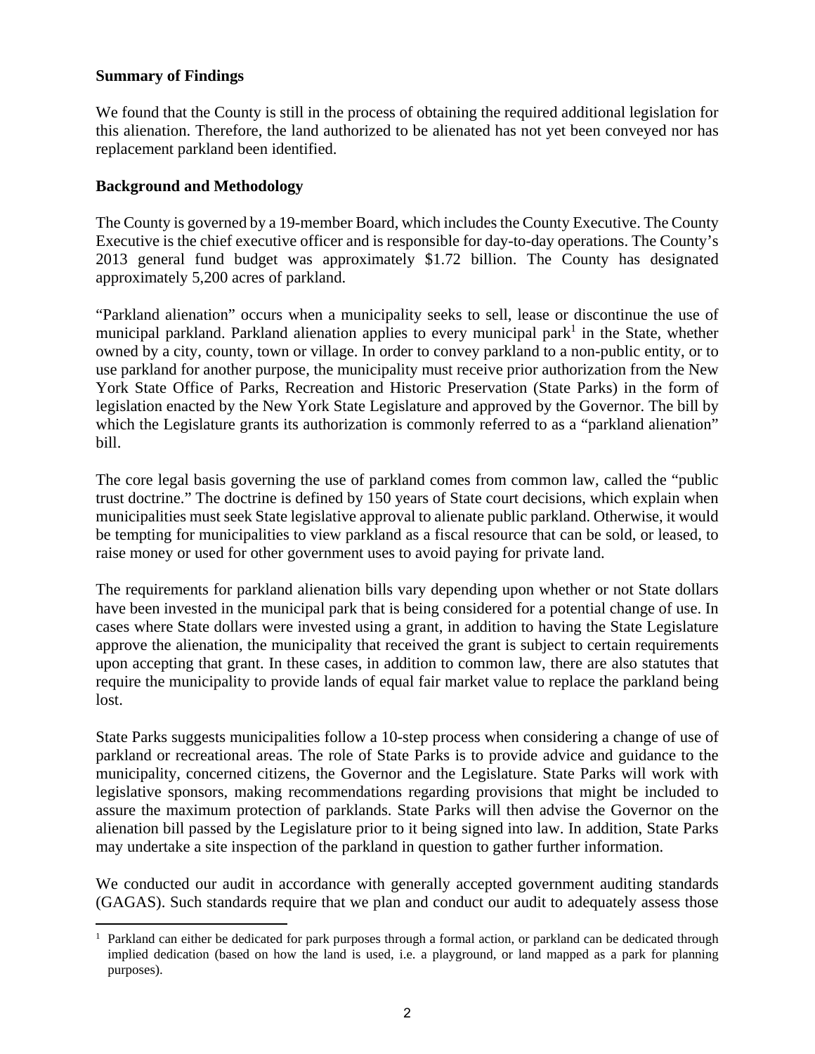**Summary of Findings**

We found that the County is still in the process of obtaining the required additional legislation for this alienation. Therefore, the land authorized to be alienated has not yet been conveyed nor has replacement parkland been identified.

**Background and Methodology**

The County is governed by a 19-member Board, which includes the County Executive. The County Executive is the chief executive officer and is responsible for day-to-day operations. The County's 2013 general fund budget was approximately $1.72 billion. The County has designated approximately 5,200 acres of parkland.

"Parkland alienation" occurs when a municipality seeks to sell, lease or discontinue the use of municipal parkland. Parkland alienation applies to every municipal park[1] in the State, whether owned by a city, county, town or village. In order to convey parkland to a non-public entity, or to use parkland for another purpose, the municipality must receive prior authorization from the New York State Office of Parks, Recreation and Historic Preservation (State Parks) in the form of legislation enacted by the New York State Legislature and approved by the Governor. The bill by which the Legislature grants its authorization is commonly referred to as a "parkland alienation" bill.

The core legal basis governing the use of parkland comes from common law, called the "public trust doctrine." The doctrine is defined by 150 years of State court decisions, which explain when municipalities must seek State legislative approval to alienate public parkland. Otherwise, it would be tempting for municipalities to view parkland as a fiscal resource that can be sold, or leased, to raise money or used for other government uses to avoid paying for private land.

The requirements for parkland alienation bills vary depending upon whether or not State dollars have been invested in the municipal park that is being considered for a potential change of use. In cases where State dollars were invested using a grant, in addition to having the State Legislature approve the alienation, the municipality that received the grant is subject to certain requirements upon accepting that grant. In these cases, in addition to common law, there are also statutes that require the municipality to provide lands of equal fair market value to replace the parkland being lost.

State Parks suggests municipalities follow a 10-step process when considering a change of use of parkland or recreational areas. The role of State Parks is to provide advice and guidance to the municipality, concerned citizens, the Governor and the Legislature. State Parks will work with legislative sponsors, making recommendations regarding provisions that might be included to assure the maximum protection of parklands. State Parks will then advise the Governor on the alienation bill passed by the Legislature prior to it being signed into law. In addition, State Parks may undertake a site inspection of the parkland in question to gather further information.

We conducted our audit in accordance with generally accepted government auditing standards (GAGAS). Such standards require that we plan and conduct our audit to adequately assess those

[1] Parkland can either be dedicated for park purposes through a formal action, or parkland can be dedicated through implied dedication (based on how the land is used, i.e. a playground, or land mapped as a park for planning purposes).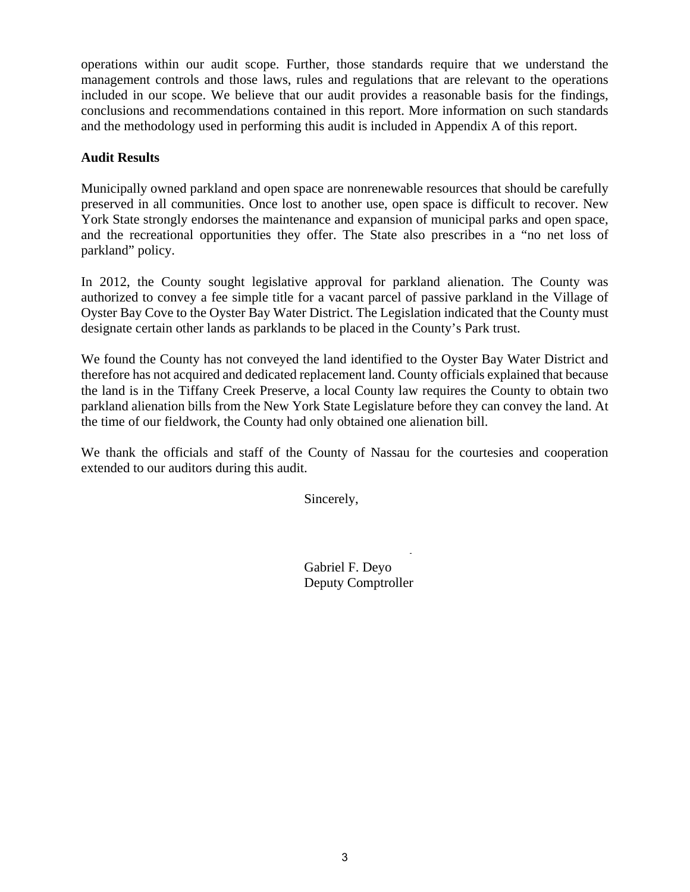operations within our audit scope. Further, those standards require that we understand the management controls and those laws, rules and regulations that are relevant to the operations included in our scope. We believe that our audit provides a reasonable basis for the findings, conclusions and recommendations contained in this report. More information on such standards and the methodology used in performing this audit is included in Appendix A of this report.

**Audit Results**

Municipally owned parkland and open space are nonrenewable resources that should be carefully preserved in all communities. Once lost to another use, open space is difficult to recover. New York State strongly endorses the maintenance and expansion of municipal parks and open space, and the recreational opportunities they offer. The State also prescribes in a "no net loss of parkland" policy.

In 2012, the County sought legislative approval for parkland alienation. The County was authorized to convey a fee simple title for a vacant parcel of passive parkland in the Village of Oyster Bay Cove to the Oyster Bay Water District. The Legislation indicated that the County must designate certain other lands as parklands to be placed in the County's Park trust.

We found the County has not conveyed the land identified to the Oyster Bay Water District and therefore has not acquired and dedicated replacement land. County officials explained that because the land is in the Tiffany Creek Preserve, a local County law requires the County to obtain two parkland alienation bills from the New York State Legislature before they can convey the land. At the time of our fieldwork, the County had only obtained one alienation bill.

We thank the officials and staff of the County of Nassau for the courtesies and cooperation extended to our auditors during this audit.

Sincerely,

Gabriel F. Deyo
Deputy Comptroller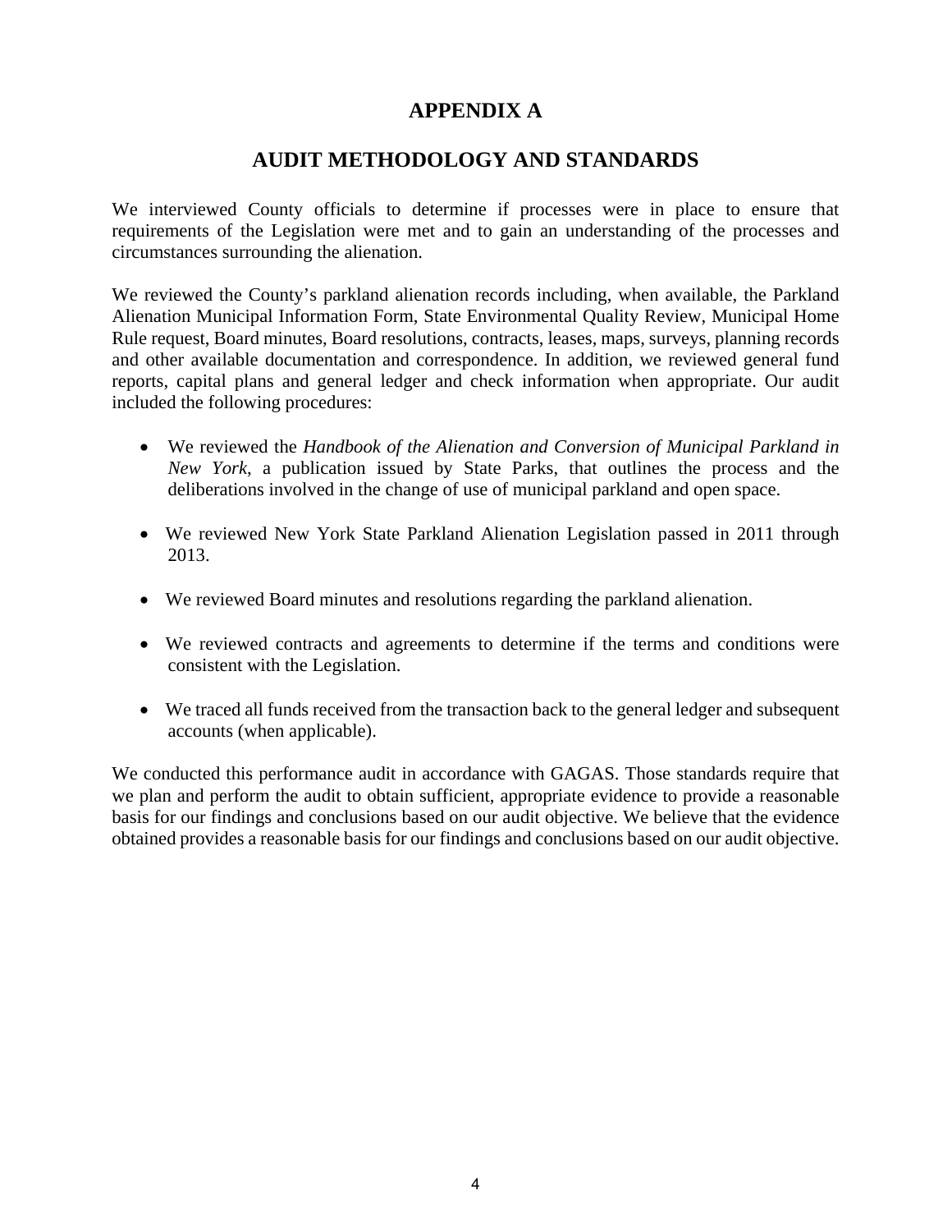# APPENDIX A

## AUDIT METHODOLOGY AND STANDARDS

We interviewed County officials to determine if processes were in place to ensure that requirements of the Legislation were met and to gain an understanding of the processes and circumstances surrounding the alienation.

We reviewed the County's parkland alienation records including, when available, the Parkland Alienation Municipal Information Form, State Environmental Quality Review, Municipal Home Rule request, Board minutes, Board resolutions, contracts, leases, maps, surveys, planning records and other available documentation and correspondence. In addition, we reviewed general fund reports, capital plans and general ledger and check information when appropriate. Our audit included the following procedures:

- We reviewed the *Handbook of the Alienation and Conversion of Municipal Parkland in New York*, a publication issued by State Parks, that outlines the process and the deliberations involved in the change of use of municipal parkland and open space.
- We reviewed New York State Parkland Alienation Legislation passed in 2011 through 2013.
- We reviewed Board minutes and resolutions regarding the parkland alienation.
- We reviewed contracts and agreements to determine if the terms and conditions were consistent with the Legislation.
- We traced all funds received from the transaction back to the general ledger and subsequent accounts (when applicable).

We conducted this performance audit in accordance with GAGAS. Those standards require that we plan and perform the audit to obtain sufficient, appropriate evidence to provide a reasonable basis for our findings and conclusions based on our audit objective. We believe that the evidence obtained provides a reasonable basis for our findings and conclusions based on our audit objective.